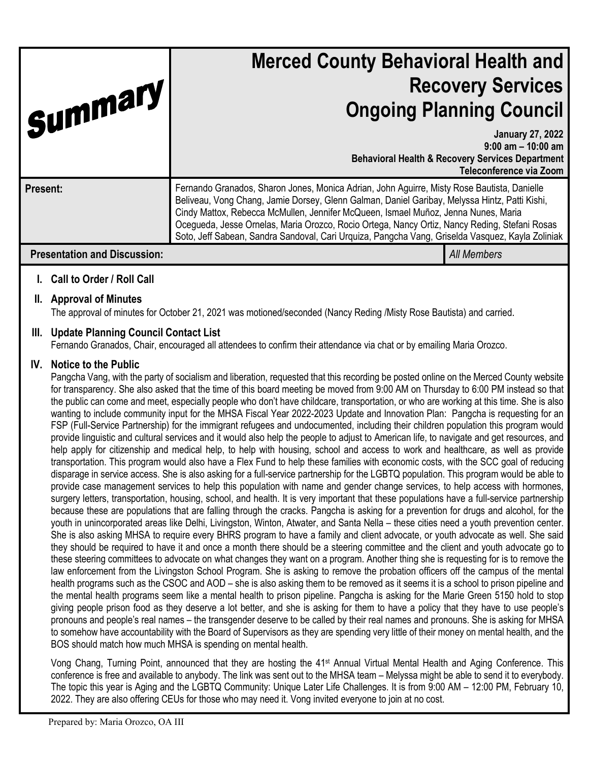# Summary

# Merced County Behavioral Health and Recovery Services Ongoing Planning Council

**January 27, 2022**
**9:00 am – 10:00 am**
**Behavioral Health & Recovery Services Department**
**Teleconference via Zoom**

**Present:** Fernando Granados, Sharon Jones, Monica Adrian, John Aguirre, Misty Rose Bautista, Danielle Beliveau, Vong Chang, Jamie Dorsey, Glenn Galman, Daniel Garibay, Melyssa Hintz, Patti Kishi, Cindy Mattox, Rebecca McMullen, Jennifer McQueen, Ismael Muñoz, Jenna Nunes, Maria Ocegueda, Jesse Ornelas, Maria Orozco, Rocio Ortega, Nancy Ortiz, Nancy Reding, Stefani Rosas Soto, Jeff Sabean, Sandra Sandoval, Cari Urquiza, Pangcha Vang, Griselda Vasquez, Kayla Zoliniak

**Presentation and Discussion:** *All Members*

## I. Call to Order / Roll Call

## II. Approval of Minutes

The approval of minutes for October 21, 2021 was motioned/seconded (Nancy Reding /Misty Rose Bautista) and carried.

## III. Update Planning Council Contact List

Fernando Granados, Chair, encouraged all attendees to confirm their attendance via chat or by emailing Maria Orozco.

## IV. Notice to the Public

Pangcha Vang, with the party of socialism and liberation, requested that this recording be posted online on the Merced County website for transparency. She also asked that the time of this board meeting be moved from 9:00 AM on Thursday to 6:00 PM instead so that the public can come and meet, especially people who don't have childcare, transportation, or who are working at this time. She is also wanting to include community input for the MHSA Fiscal Year 2022-2023 Update and Innovation Plan: Pangcha is requesting for an FSP (Full-Service Partnership) for the immigrant refugees and undocumented, including their children population this program would provide linguistic and cultural services and it would also help the people to adjust to American life, to navigate and get resources, and help apply for citizenship and medical help, to help with housing, school and access to work and healthcare, as well as provide transportation. This program would also have a Flex Fund to help these families with economic costs, with the SCC goal of reducing disparage in service access. She is also asking for a full-service partnership for the LGBTQ population. This program would be able to provide case management services to help this population with name and gender change services, to help access with hormones, surgery letters, transportation, housing, school, and health. It is very important that these populations have a full-service partnership because these are populations that are falling through the cracks. Pangcha is asking for a prevention for drugs and alcohol, for the youth in unincorporated areas like Delhi, Livingston, Winton, Atwater, and Santa Nella – these cities need a youth prevention center. She is also asking MHSA to require every BHRS program to have a family and client advocate, or youth advocate as well. She said they should be required to have it and once a month there should be a steering committee and the client and youth advocate go to these steering committees to advocate on what changes they want on a program. Another thing she is requesting for is to remove the law enforcement from the Livingston School Program. She is asking to remove the probation officers off the campus of the mental health programs such as the CSOC and AOD – she is also asking them to be removed as it seems it is a school to prison pipeline and the mental health programs seem like a mental health to prison pipeline. Pangcha is asking for the Marie Green 5150 hold to stop giving people prison food as they deserve a lot better, and she is asking for them to have a policy that they have to use people's pronouns and people's real names – the transgender deserve to be called by their real names and pronouns. She is asking for MHSA to somehow have accountability with the Board of Supervisors as they are spending very little of their money on mental health, and the BOS should match how much MHSA is spending on mental health.

Vong Chang, Turning Point, announced that they are hosting the 41st Annual Virtual Mental Health and Aging Conference. This conference is free and available to anybody. The link was sent out to the MHSA team – Melyssa might be able to send it to everybody. The topic this year is Aging and the LGBTQ Community: Unique Later Life Challenges. It is from 9:00 AM – 12:00 PM, February 10, 2022. They are also offering CEUs for those who may need it. Vong invited everyone to join at no cost.

Prepared by: Maria Orozco, OA III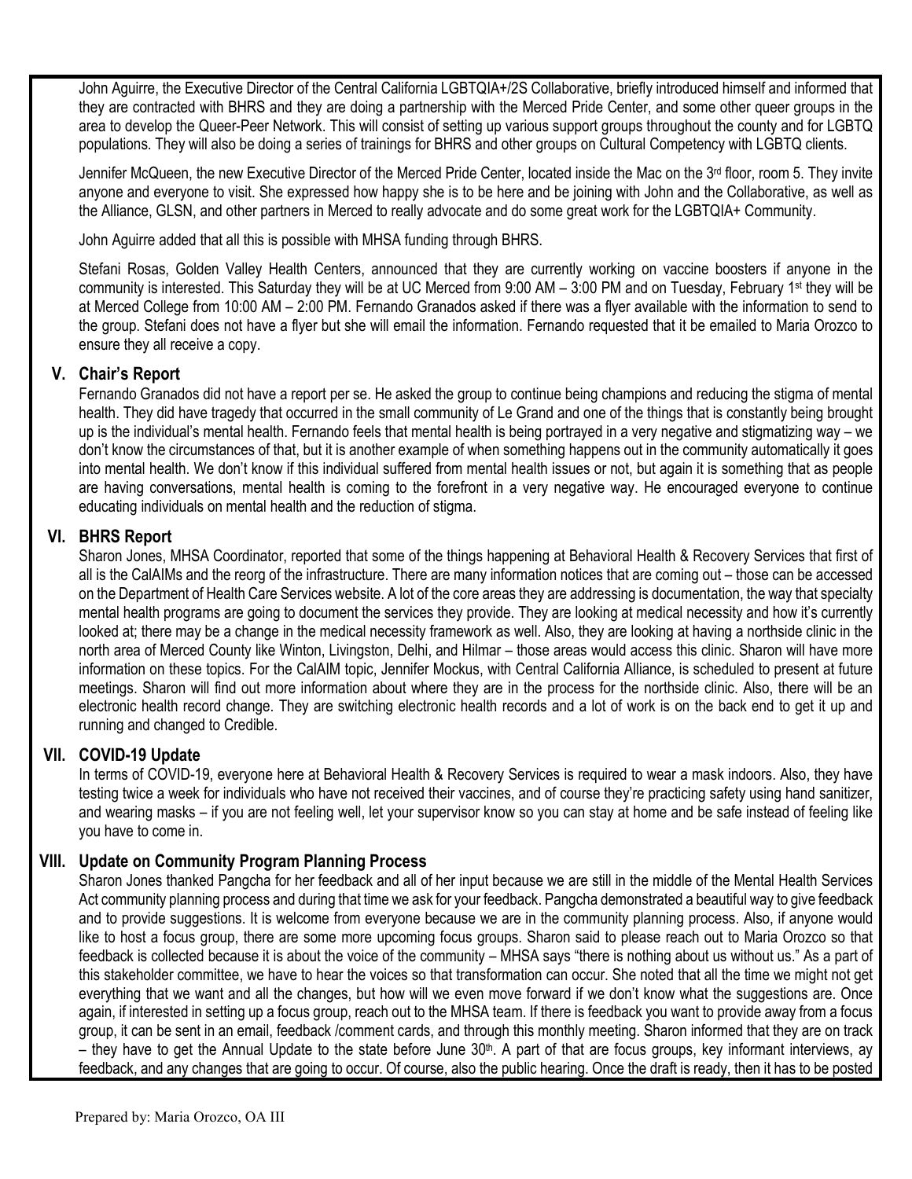John Aguirre, the Executive Director of the Central California LGBTQIA+/2S Collaborative, briefly introduced himself and informed that they are contracted with BHRS and they are doing a partnership with the Merced Pride Center, and some other queer groups in the area to develop the Queer-Peer Network. This will consist of setting up various support groups throughout the county and for LGBTQ populations. They will also be doing a series of trainings for BHRS and other groups on Cultural Competency with LGBTQ clients.

Jennifer McQueen, the new Executive Director of the Merced Pride Center, located inside the Mac on the 3rd floor, room 5. They invite anyone and everyone to visit. She expressed how happy she is to be here and be joining with John and the Collaborative, as well as the Alliance, GLSN, and other partners in Merced to really advocate and do some great work for the LGBTQIA+ Community.

John Aguirre added that all this is possible with MHSA funding through BHRS.

Stefani Rosas, Golden Valley Health Centers, announced that they are currently working on vaccine boosters if anyone in the community is interested. This Saturday they will be at UC Merced from 9:00 AM – 3:00 PM and on Tuesday, February 1st they will be at Merced College from 10:00 AM – 2:00 PM. Fernando Granados asked if there was a flyer available with the information to send to the group. Stefani does not have a flyer but she will email the information. Fernando requested that it be emailed to Maria Orozco to ensure they all receive a copy.

## V. Chair's Report

Fernando Granados did not have a report per se. He asked the group to continue being champions and reducing the stigma of mental health. They did have tragedy that occurred in the small community of Le Grand and one of the things that is constantly being brought up is the individual's mental health. Fernando feels that mental health is being portrayed in a very negative and stigmatizing way – we don't know the circumstances of that, but it is another example of when something happens out in the community automatically it goes into mental health. We don't know if this individual suffered from mental health issues or not, but again it is something that as people are having conversations, mental health is coming to the forefront in a very negative way. He encouraged everyone to continue educating individuals on mental health and the reduction of stigma.

## VI. BHRS Report

Sharon Jones, MHSA Coordinator, reported that some of the things happening at Behavioral Health & Recovery Services that first of all is the CalAIMs and the reorg of the infrastructure. There are many information notices that are coming out – those can be accessed on the Department of Health Care Services website. A lot of the core areas they are addressing is documentation, the way that specialty mental health programs are going to document the services they provide. They are looking at medical necessity and how it's currently looked at; there may be a change in the medical necessity framework as well. Also, they are looking at having a northside clinic in the north area of Merced County like Winton, Livingston, Delhi, and Hilmar – those areas would access this clinic. Sharon will have more information on these topics. For the CalAIM topic, Jennifer Mockus, with Central California Alliance, is scheduled to present at future meetings. Sharon will find out more information about where they are in the process for the northside clinic. Also, there will be an electronic health record change. They are switching electronic health records and a lot of work is on the back end to get it up and running and changed to Credible.

## VII. COVID-19 Update

In terms of COVID-19, everyone here at Behavioral Health & Recovery Services is required to wear a mask indoors. Also, they have testing twice a week for individuals who have not received their vaccines, and of course they're practicing safety using hand sanitizer, and wearing masks – if you are not feeling well, let your supervisor know so you can stay at home and be safe instead of feeling like you have to come in.

## VIII. Update on Community Program Planning Process

Sharon Jones thanked Pangcha for her feedback and all of her input because we are still in the middle of the Mental Health Services Act community planning process and during that time we ask for your feedback. Pangcha demonstrated a beautiful way to give feedback and to provide suggestions. It is welcome from everyone because we are in the community planning process. Also, if anyone would like to host a focus group, there are some more upcoming focus groups. Sharon said to please reach out to Maria Orozco so that feedback is collected because it is about the voice of the community – MHSA says "there is nothing about us without us." As a part of this stakeholder committee, we have to hear the voices so that transformation can occur. She noted that all the time we might not get everything that we want and all the changes, but how will we even move forward if we don't know what the suggestions are. Once again, if interested in setting up a focus group, reach out to the MHSA team. If there is feedback you want to provide away from a focus group, it can be sent in an email, feedback /comment cards, and through this monthly meeting. Sharon informed that they are on track – they have to get the Annual Update to the state before June 30th. A part of that are focus groups, key informant interviews, ay feedback, and any changes that are going to occur. Of course, also the public hearing. Once the draft is ready, then it has to be posted

Prepared by: Maria Orozco, OA III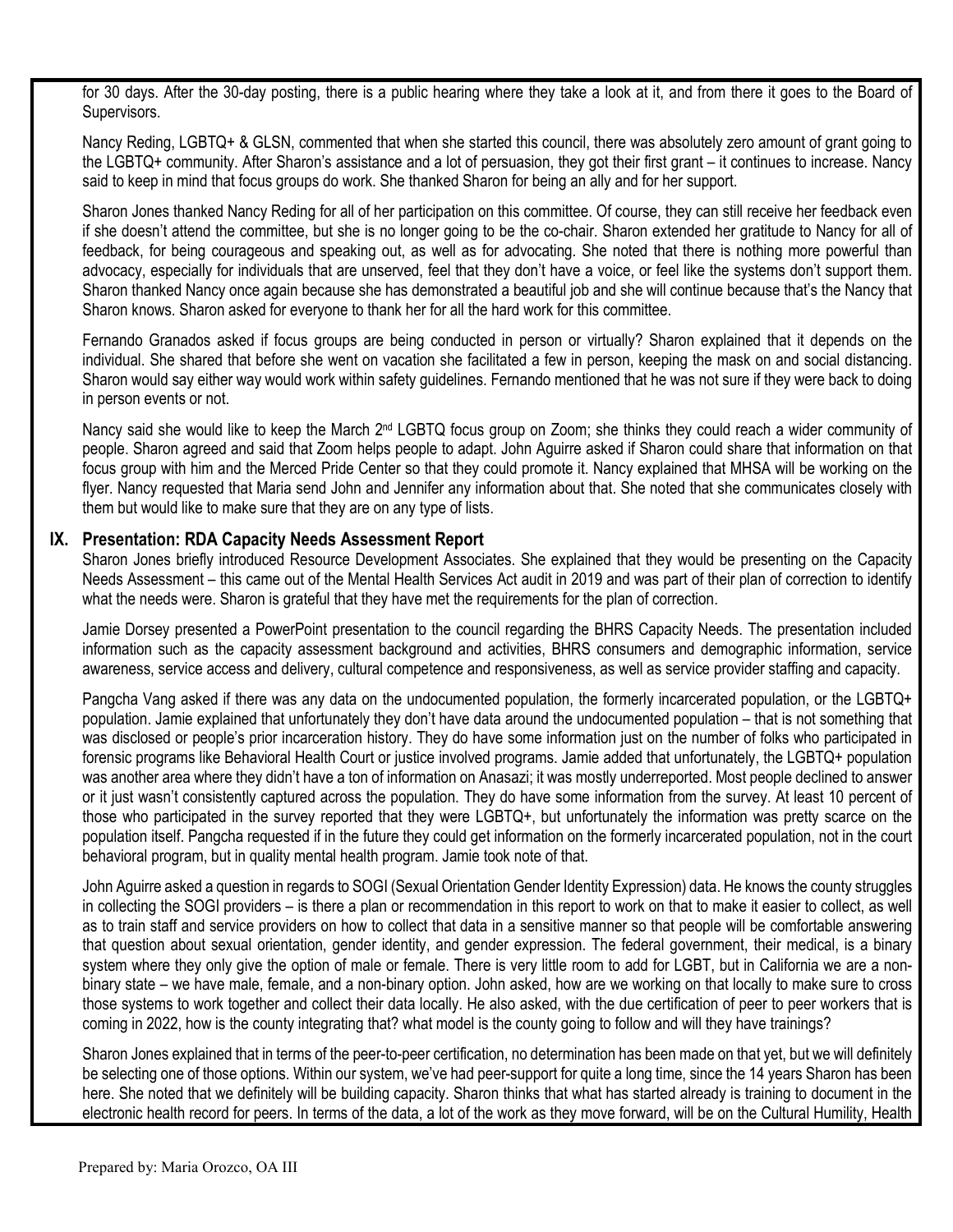for 30 days. After the 30-day posting, there is a public hearing where they take a look at it, and from there it goes to the Board of Supervisors.

Nancy Reding, LGBTQ+ & GLSN, commented that when she started this council, there was absolutely zero amount of grant going to the LGBTQ+ community. After Sharon's assistance and a lot of persuasion, they got their first grant – it continues to increase. Nancy said to keep in mind that focus groups do work. She thanked Sharon for being an ally and for her support.

Sharon Jones thanked Nancy Reding for all of her participation on this committee. Of course, they can still receive her feedback even if she doesn't attend the committee, but she is no longer going to be the co-chair. Sharon extended her gratitude to Nancy for all of feedback, for being courageous and speaking out, as well as for advocating. She noted that there is nothing more powerful than advocacy, especially for individuals that are unserved, feel that they don't have a voice, or feel like the systems don't support them. Sharon thanked Nancy once again because she has demonstrated a beautiful job and she will continue because that's the Nancy that Sharon knows. Sharon asked for everyone to thank her for all the hard work for this committee.

Fernando Granados asked if focus groups are being conducted in person or virtually? Sharon explained that it depends on the individual. She shared that before she went on vacation she facilitated a few in person, keeping the mask on and social distancing. Sharon would say either way would work within safety guidelines. Fernando mentioned that he was not sure if they were back to doing in person events or not.

Nancy said she would like to keep the March 2nd LGBTQ focus group on Zoom; she thinks they could reach a wider community of people. Sharon agreed and said that Zoom helps people to adapt. John Aguirre asked if Sharon could share that information on that focus group with him and the Merced Pride Center so that they could promote it. Nancy explained that MHSA will be working on the flyer. Nancy requested that Maria send John and Jennifer any information about that. She noted that she communicates closely with them but would like to make sure that they are on any type of lists.

## IX. Presentation: RDA Capacity Needs Assessment Report

Sharon Jones briefly introduced Resource Development Associates. She explained that they would be presenting on the Capacity Needs Assessment – this came out of the Mental Health Services Act audit in 2019 and was part of their plan of correction to identify what the needs were. Sharon is grateful that they have met the requirements for the plan of correction.

Jamie Dorsey presented a PowerPoint presentation to the council regarding the BHRS Capacity Needs. The presentation included information such as the capacity assessment background and activities, BHRS consumers and demographic information, service awareness, service access and delivery, cultural competence and responsiveness, as well as service provider staffing and capacity.

Pangcha Vang asked if there was any data on the undocumented population, the formerly incarcerated population, or the LGBTQ+ population. Jamie explained that unfortunately they don't have data around the undocumented population – that is not something that was disclosed or people's prior incarceration history. They do have some information just on the number of folks who participated in forensic programs like Behavioral Health Court or justice involved programs. Jamie added that unfortunately, the LGBTQ+ population was another area where they didn't have a ton of information on Anasazi; it was mostly underreported. Most people declined to answer or it just wasn't consistently captured across the population. They do have some information from the survey. At least 10 percent of those who participated in the survey reported that they were LGBTQ+, but unfortunately the information was pretty scarce on the population itself. Pangcha requested if in the future they could get information on the formerly incarcerated population, not in the court behavioral program, but in quality mental health program. Jamie took note of that.

John Aguirre asked a question in regards to SOGI (Sexual Orientation Gender Identity Expression) data. He knows the county struggles in collecting the SOGI providers – is there a plan or recommendation in this report to work on that to make it easier to collect, as well as to train staff and service providers on how to collect that data in a sensitive manner so that people will be comfortable answering that question about sexual orientation, gender identity, and gender expression. The federal government, their medical, is a binary system where they only give the option of male or female. There is very little room to add for LGBT, but in California we are a non-binary state – we have male, female, and a non-binary option. John asked, how are we working on that locally to make sure to cross those systems to work together and collect their data locally. He also asked, with the due certification of peer to peer workers that is coming in 2022, how is the county integrating that? what model is the county going to follow and will they have trainings?

Sharon Jones explained that in terms of the peer-to-peer certification, no determination has been made on that yet, but we will definitely be selecting one of those options. Within our system, we've had peer-support for quite a long time, since the 14 years Sharon has been here. She noted that we definitely will be building capacity. Sharon thinks that what has started already is training to document in the electronic health record for peers. In terms of the data, a lot of the work as they move forward, will be on the Cultural Humility, Health

Prepared by: Maria Orozco, OA III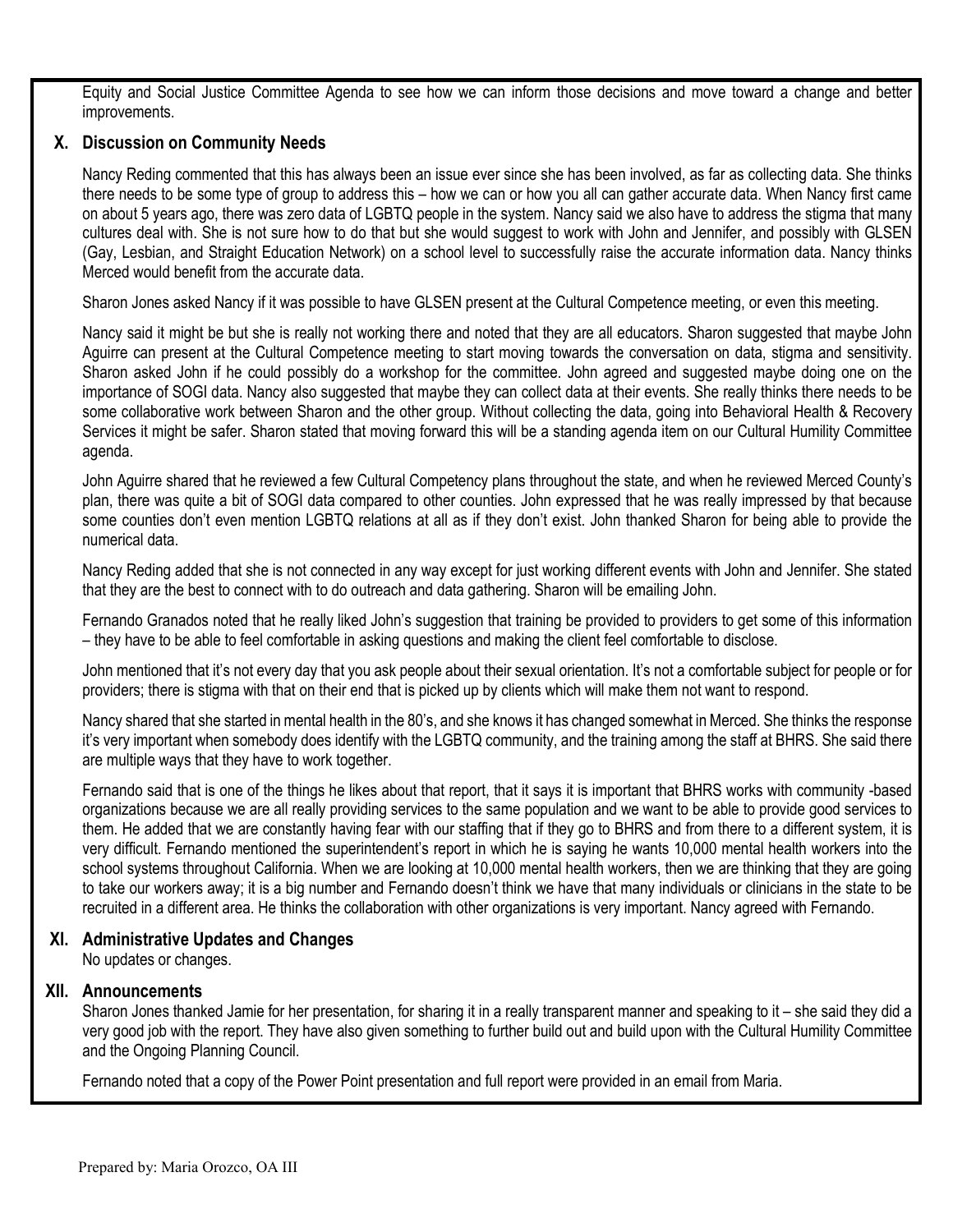Equity and Social Justice Committee Agenda to see how we can inform those decisions and move toward a change and better improvements.

## X. Discussion on Community Needs

Nancy Reding commented that this has always been an issue ever since she has been involved, as far as collecting data. She thinks there needs to be some type of group to address this – how we can or how you all can gather accurate data. When Nancy first came on about 5 years ago, there was zero data of LGBTQ people in the system. Nancy said we also have to address the stigma that many cultures deal with. She is not sure how to do that but she would suggest to work with John and Jennifer, and possibly with GLSEN (Gay, Lesbian, and Straight Education Network) on a school level to successfully raise the accurate information data. Nancy thinks Merced would benefit from the accurate data.

Sharon Jones asked Nancy if it was possible to have GLSEN present at the Cultural Competence meeting, or even this meeting.

Nancy said it might be but she is really not working there and noted that they are all educators. Sharon suggested that maybe John Aguirre can present at the Cultural Competence meeting to start moving towards the conversation on data, stigma and sensitivity. Sharon asked John if he could possibly do a workshop for the committee. John agreed and suggested maybe doing one on the importance of SOGI data. Nancy also suggested that maybe they can collect data at their events. She really thinks there needs to be some collaborative work between Sharon and the other group. Without collecting the data, going into Behavioral Health & Recovery Services it might be safer. Sharon stated that moving forward this will be a standing agenda item on our Cultural Humility Committee agenda.

John Aguirre shared that he reviewed a few Cultural Competency plans throughout the state, and when he reviewed Merced County's plan, there was quite a bit of SOGI data compared to other counties. John expressed that he was really impressed by that because some counties don't even mention LGBTQ relations at all as if they don't exist. John thanked Sharon for being able to provide the numerical data.

Nancy Reding added that she is not connected in any way except for just working different events with John and Jennifer. She stated that they are the best to connect with to do outreach and data gathering. Sharon will be emailing John.

Fernando Granados noted that he really liked John's suggestion that training be provided to providers to get some of this information – they have to be able to feel comfortable in asking questions and making the client feel comfortable to disclose.

John mentioned that it's not every day that you ask people about their sexual orientation. It's not a comfortable subject for people or for providers; there is stigma with that on their end that is picked up by clients which will make them not want to respond.

Nancy shared that she started in mental health in the 80's, and she knows it has changed somewhat in Merced. She thinks the response it's very important when somebody does identify with the LGBTQ community, and the training among the staff at BHRS. She said there are multiple ways that they have to work together.

Fernando said that is one of the things he likes about that report, that it says it is important that BHRS works with community -based organizations because we are all really providing services to the same population and we want to be able to provide good services to them. He added that we are constantly having fear with our staffing that if they go to BHRS and from there to a different system, it is very difficult. Fernando mentioned the superintendent's report in which he is saying he wants 10,000 mental health workers into the school systems throughout California. When we are looking at 10,000 mental health workers, then we are thinking that they are going to take our workers away; it is a big number and Fernando doesn't think we have that many individuals or clinicians in the state to be recruited in a different area. He thinks the collaboration with other organizations is very important. Nancy agreed with Fernando.

## XI. Administrative Updates and Changes

No updates or changes.

## XII. Announcements

Sharon Jones thanked Jamie for her presentation, for sharing it in a really transparent manner and speaking to it – she said they did a very good job with the report. They have also given something to further build out and build upon with the Cultural Humility Committee and the Ongoing Planning Council.

Fernando noted that a copy of the Power Point presentation and full report were provided in an email from Maria.

Prepared by: Maria Orozco, OA III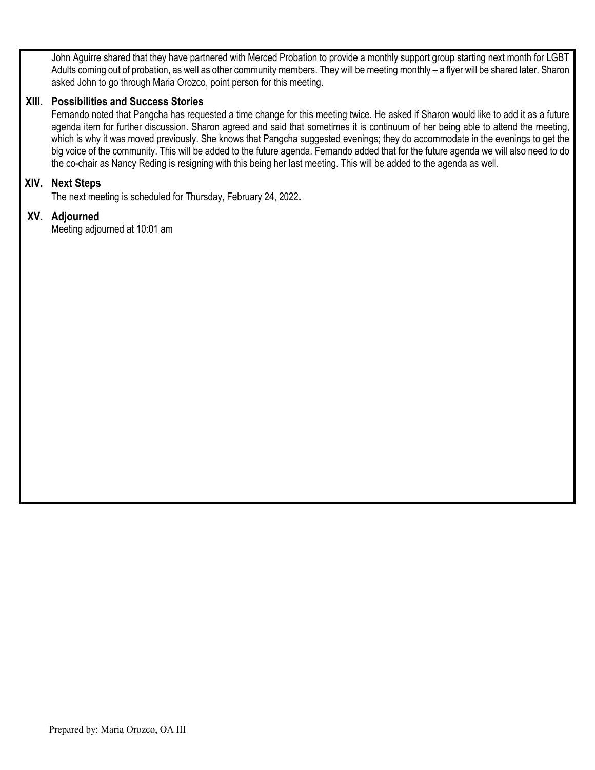John Aguirre shared that they have partnered with Merced Probation to provide a monthly support group starting next month for LGBT Adults coming out of probation, as well as other community members. They will be meeting monthly – a flyer will be shared later. Sharon asked John to go through Maria Orozco, point person for this meeting.

## XIII. Possibilities and Success Stories

Fernando noted that Pangcha has requested a time change for this meeting twice. He asked if Sharon would like to add it as a future agenda item for further discussion. Sharon agreed and said that sometimes it is continuum of her being able to attend the meeting, which is why it was moved previously. She knows that Pangcha suggested evenings; they do accommodate in the evenings to get the big voice of the community. This will be added to the future agenda. Fernando added that for the future agenda we will also need to do the co-chair as Nancy Reding is resigning with this being her last meeting. This will be added to the agenda as well.

## XIV. Next Steps

The next meeting is scheduled for Thursday, February 24, 2022**.**

## XV. Adjourned

Meeting adjourned at 10:01 am

Prepared by: Maria Orozco, OA III